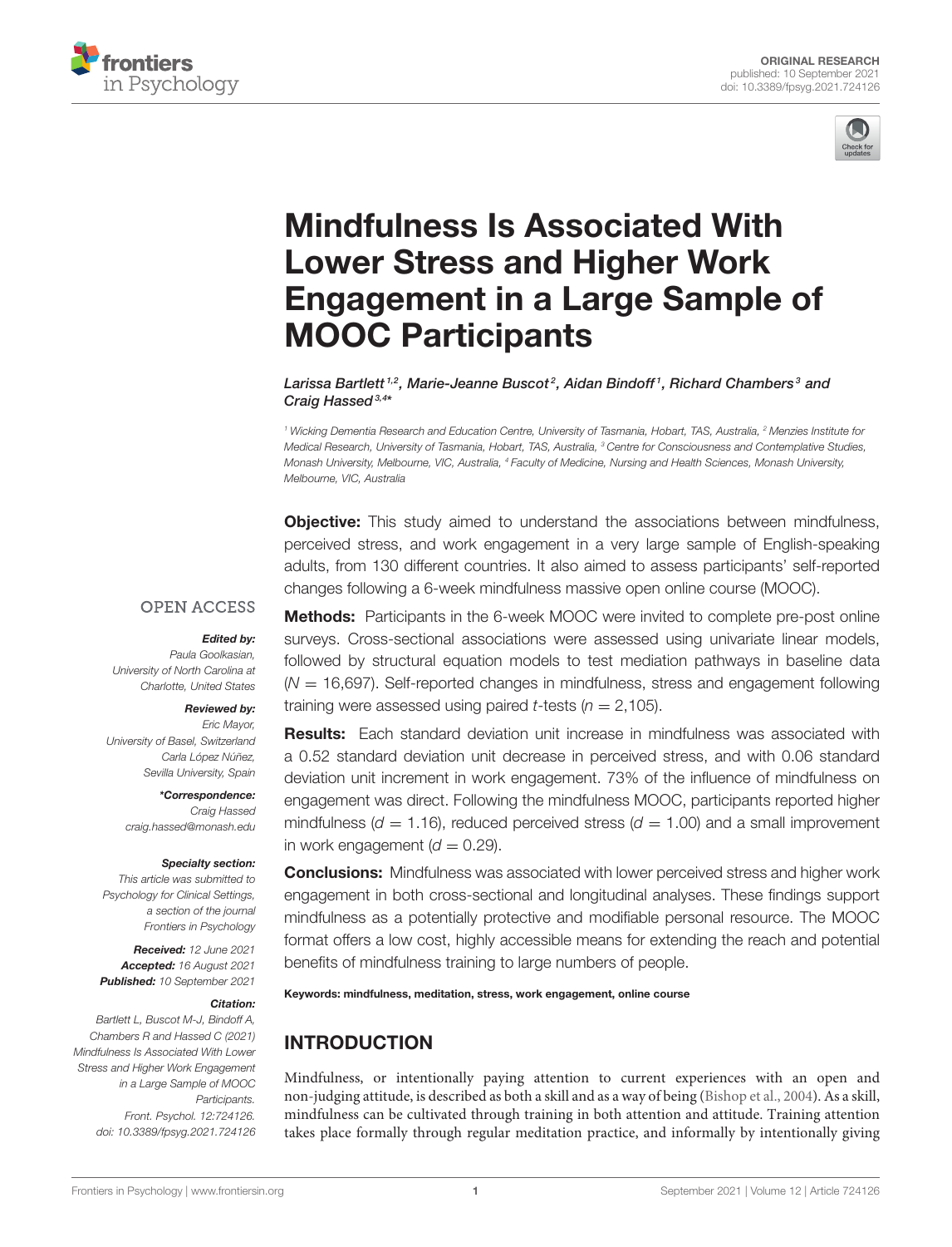ORIGINAL RESEARCH
published: 10 September 2021
doi: 10.3389/fpsyg.2021.724126

# Mindfulness Is Associated With Lower Stress and Higher Work Engagement in a Large Sample of MOOC Participants

*Larissa Bartlett[1,2], Marie-Jeanne Buscot[2], Aidan Bindoff[1], Richard Chambers[3] and Craig Hassed[3,4]**

[1] Wicking Dementia Research and Education Centre, University of Tasmania, Hobart, TAS, Australia, [2] Menzies Institute for Medical Research, University of Tasmania, Hobart, TAS, Australia, [3] Centre for Consciousness and Contemplative Studies, Monash University, Melbourne, VIC, Australia, [4] Faculty of Medicine, Nursing and Health Sciences, Monash University, Melbourne, VIC, Australia

OPEN ACCESS

***Edited by:***
Paula Goolkasian,
University of North Carolina at Charlotte, United States

***Reviewed by:***
Eric Mayor,
University of Basel, Switzerland
Carla López Núñez,
Sevilla University, Spain

****Correspondence:***
Craig Hassed
craig.hassed@monash.edu

***Specialty section:***
This article was submitted to Psychology for Clinical Settings, a section of the journal Frontiers in Psychology

***Received:*** 12 June 2021
***Accepted:*** 16 August 2021
***Published:*** 10 September 2021

***Citation:***
Bartlett L, Buscot M-J, Bindoff A, Chambers R and Hassed C (2021) Mindfulness Is Associated With Lower Stress and Higher Work Engagement in a Large Sample of MOOC Participants. Front. Psychol. 12:724126. doi: 10.3389/fpsyg.2021.724126

**Objective:** This study aimed to understand the associations between mindfulness, perceived stress, and work engagement in a very large sample of English-speaking adults, from 130 different countries. It also aimed to assess participants' self-reported changes following a 6-week mindfulness massive open online course (MOOC).

**Methods:** Participants in the 6-week MOOC were invited to complete pre-post online surveys. Cross-sectional associations were assessed using univariate linear models, followed by structural equation models to test mediation pathways in baseline data ($N = 16{,}697$). Self-reported changes in mindfulness, stress and engagement following training were assessed using paired $t$-tests ($n = 2{,}105$).

**Results:** Each standard deviation unit increase in mindfulness was associated with a 0.52 standard deviation unit decrease in perceived stress, and with 0.06 standard deviation unit increment in work engagement. 73% of the influence of mindfulness on engagement was direct. Following the mindfulness MOOC, participants reported higher mindfulness ($d = 1.16$), reduced perceived stress ($d = 1.00$) and a small improvement in work engagement ($d = 0.29$).

**Conclusions:** Mindfulness was associated with lower perceived stress and higher work engagement in both cross-sectional and longitudinal analyses. These findings support mindfulness as a potentially protective and modifiable personal resource. The MOOC format offers a low cost, highly accessible means for extending the reach and potential benefits of mindfulness training to large numbers of people.

**Keywords: mindfulness, meditation, stress, work engagement, online course**

## INTRODUCTION

Mindfulness, or intentionally paying attention to current experiences with an open and non-judging attitude, is described as both a skill and as a way of being (Bishop et al., 2004). As a skill, mindfulness can be cultivated through training in both attention and attitude. Training attention takes place formally through regular meditation practice, and informally by intentionally giving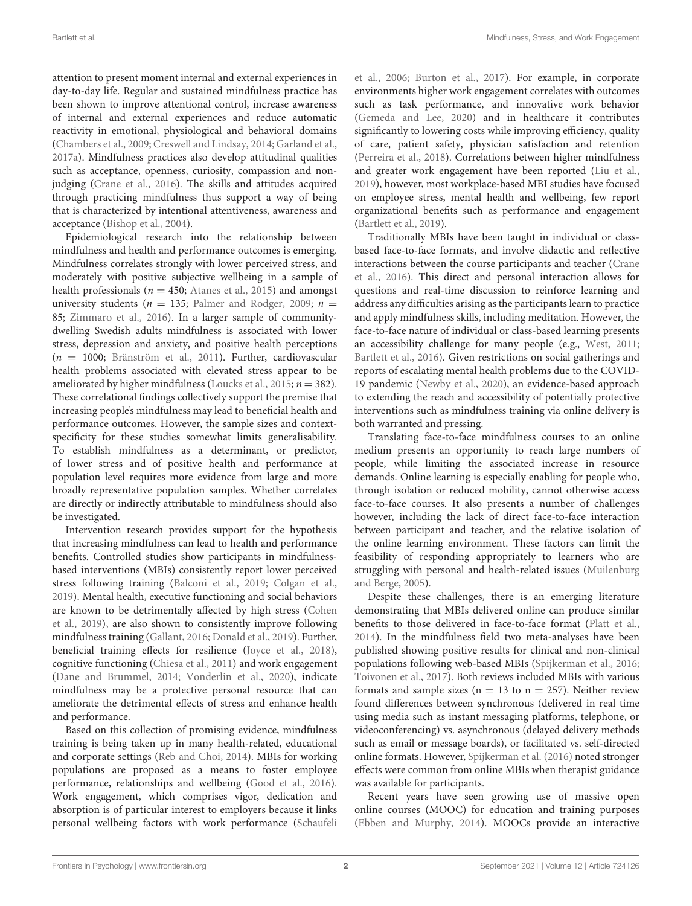attention to present moment internal and external experiences in day-to-day life. Regular and sustained mindfulness practice has been shown to improve attentional control, increase awareness of internal and external experiences and reduce automatic reactivity in emotional, physiological and behavioral domains (Chambers et al., 2009; Creswell and Lindsay, 2014; Garland et al., 2017a). Mindfulness practices also develop attitudinal qualities such as acceptance, openness, curiosity, compassion and non-judging (Crane et al., 2016). The skills and attitudes acquired through practicing mindfulness thus support a way of being that is characterized by intentional attentiveness, awareness and acceptance (Bishop et al., 2004).

Epidemiological research into the relationship between mindfulness and health and performance outcomes is emerging. Mindfulness correlates strongly with lower perceived stress, and moderately with positive subjective wellbeing in a sample of health professionals ($n = 450$; Atanes et al., 2015) and amongst university students ($n = 135$; Palmer and Rodger, 2009; $n = 85$; Zimmaro et al., 2016). In a larger sample of community-dwelling Swedish adults mindfulness is associated with lower stress, depression and anxiety, and positive health perceptions ($n = 1000$; Bränström et al., 2011). Further, cardiovascular health problems associated with elevated stress appear to be ameliorated by higher mindfulness (Loucks et al., 2015; $n = 382$). These correlational findings collectively support the premise that increasing people's mindfulness may lead to beneficial health and performance outcomes. However, the sample sizes and context-specificity for these studies somewhat limits generalisability. To establish mindfulness as a determinant, or predictor, of lower stress and of positive health and performance at population level requires more evidence from large and more broadly representative population samples. Whether correlates are directly or indirectly attributable to mindfulness should also be investigated.

Intervention research provides support for the hypothesis that increasing mindfulness can lead to health and performance benefits. Controlled studies show participants in mindfulness-based interventions (MBIs) consistently report lower perceived stress following training (Balconi et al., 2019; Colgan et al., 2019). Mental health, executive functioning and social behaviors are known to be detrimentally affected by high stress (Cohen et al., 2019), are also shown to consistently improve following mindfulness training (Gallant, 2016; Donald et al., 2019). Further, beneficial training effects for resilience (Joyce et al., 2018), cognitive functioning (Chiesa et al., 2011) and work engagement (Dane and Brummel, 2014; Vonderlin et al., 2020), indicate mindfulness may be a protective personal resource that can ameliorate the detrimental effects of stress and enhance health and performance.

Based on this collection of promising evidence, mindfulness training is being taken up in many health-related, educational and corporate settings (Reb and Choi, 2014). MBIs for working populations are proposed as a means to foster employee performance, relationships and wellbeing (Good et al., 2016). Work engagement, which comprises vigor, dedication and absorption is of particular interest to employers because it links personal wellbeing factors with work performance (Schaufeli et al., 2006; Burton et al., 2017). For example, in corporate environments higher work engagement correlates with outcomes such as task performance, and innovative work behavior (Gemeda and Lee, 2020) and in healthcare it contributes significantly to lowering costs while improving efficiency, quality of care, patient safety, physician satisfaction and retention (Perreira et al., 2018). Correlations between higher mindfulness and greater work engagement have been reported (Liu et al., 2019), however, most workplace-based MBI studies have focused on employee stress, mental health and wellbeing, few report organizational benefits such as performance and engagement (Bartlett et al., 2019).

Traditionally MBIs have been taught in individual or class-based face-to-face formats, and involve didactic and reflective interactions between the course participants and teacher (Crane et al., 2016). This direct and personal interaction allows for questions and real-time discussion to reinforce learning and address any difficulties arising as the participants learn to practice and apply mindfulness skills, including meditation. However, the face-to-face nature of individual or class-based learning presents an accessibility challenge for many people (e.g., West, 2011; Bartlett et al., 2016). Given restrictions on social gatherings and reports of escalating mental health problems due to the COVID-19 pandemic (Newby et al., 2020), an evidence-based approach to extending the reach and accessibility of potentially protective interventions such as mindfulness training via online delivery is both warranted and pressing.

Translating face-to-face mindfulness courses to an online medium presents an opportunity to reach large numbers of people, while limiting the associated increase in resource demands. Online learning is especially enabling for people who, through isolation or reduced mobility, cannot otherwise access face-to-face courses. It also presents a number of challenges however, including the lack of direct face-to-face interaction between participant and teacher, and the relative isolation of the online learning environment. These factors can limit the feasibility of responding appropriately to learners who are struggling with personal and health-related issues (Muilenburg and Berge, 2005).

Despite these challenges, there is an emerging literature demonstrating that MBIs delivered online can produce similar benefits to those delivered in face-to-face format (Platt et al., 2014). In the mindfulness field two meta-analyses have been published showing positive results for clinical and non-clinical populations following web-based MBIs (Spijkerman et al., 2016; Toivonen et al., 2017). Both reviews included MBIs with various formats and sample sizes ($n = 13$ to $n = 257$). Neither review found differences between synchronous (delivered in real time using media such as instant messaging platforms, telephone, or videoconferencing) vs. asynchronous (delayed delivery methods such as email or message boards), or facilitated vs. self-directed online formats. However, Spijkerman et al. (2016) noted stronger effects were common from online MBIs when therapist guidance was available for participants.

Recent years have seen growing use of massive open online courses (MOOC) for education and training purposes (Ebben and Murphy, 2014). MOOCs provide an interactive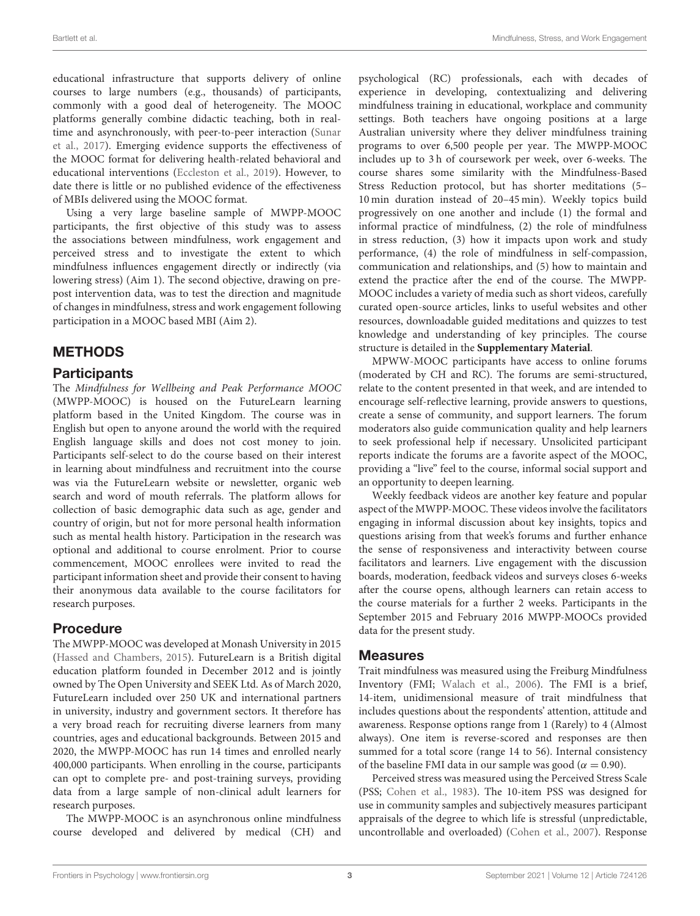educational infrastructure that supports delivery of online courses to large numbers (e.g., thousands) of participants, commonly with a good deal of heterogeneity. The MOOC platforms generally combine didactic teaching, both in real-time and asynchronously, with peer-to-peer interaction (Sunar et al., 2017). Emerging evidence supports the effectiveness of the MOOC format for delivering health-related behavioral and educational interventions (Eccleston et al., 2019). However, to date there is little or no published evidence of the effectiveness of MBIs delivered using the MOOC format.

Using a very large baseline sample of MWPP-MOOC participants, the first objective of this study was to assess the associations between mindfulness, work engagement and perceived stress and to investigate the extent to which mindfulness influences engagement directly or indirectly (via lowering stress) (Aim 1). The second objective, drawing on pre-post intervention data, was to test the direction and magnitude of changes in mindfulness, stress and work engagement following participation in a MOOC based MBI (Aim 2).

## METHODS

### Participants

The *Mindfulness for Wellbeing and Peak Performance MOOC* (MWPP-MOOC) is housed on the FutureLearn learning platform based in the United Kingdom. The course was in English but open to anyone around the world with the required English language skills and does not cost money to join. Participants self-select to do the course based on their interest in learning about mindfulness and recruitment into the course was via the FutureLearn website or newsletter, organic web search and word of mouth referrals. The platform allows for collection of basic demographic data such as age, gender and country of origin, but not for more personal health information such as mental health history. Participation in the research was optional and additional to course enrolment. Prior to course commencement, MOOC enrollees were invited to read the participant information sheet and provide their consent to having their anonymous data available to the course facilitators for research purposes.

### Procedure

The MWPP-MOOC was developed at Monash University in 2015 (Hassed and Chambers, 2015). FutureLearn is a British digital education platform founded in December 2012 and is jointly owned by The Open University and SEEK Ltd. As of March 2020, FutureLearn included over 250 UK and international partners in university, industry and government sectors. It therefore has a very broad reach for recruiting diverse learners from many countries, ages and educational backgrounds. Between 2015 and 2020, the MWPP-MOOC has run 14 times and enrolled nearly 400,000 participants. When enrolling in the course, participants can opt to complete pre- and post-training surveys, providing data from a large sample of non-clinical adult learners for research purposes.

The MWPP-MOOC is an asynchronous online mindfulness course developed and delivered by medical (CH) and psychological (RC) professionals, each with decades of experience in developing, contextualizing and delivering mindfulness training in educational, workplace and community settings. Both teachers have ongoing positions at a large Australian university where they deliver mindfulness training programs to over 6,500 people per year. The MWPP-MOOC includes up to 3 h of coursework per week, over 6-weeks. The course shares some similarity with the Mindfulness-Based Stress Reduction protocol, but has shorter meditations (5–10 min duration instead of 20–45 min). Weekly topics build progressively on one another and include (1) the formal and informal practice of mindfulness, (2) the role of mindfulness in stress reduction, (3) how it impacts upon work and study performance, (4) the role of mindfulness in self-compassion, communication and relationships, and (5) how to maintain and extend the practice after the end of the course. The MWPP-MOOC includes a variety of media such as short videos, carefully curated open-source articles, links to useful websites and other resources, downloadable guided meditations and quizzes to test knowledge and understanding of key principles. The course structure is detailed in the **Supplementary Material**.

MPWW-MOOC participants have access to online forums (moderated by CH and RC). The forums are semi-structured, relate to the content presented in that week, and are intended to encourage self-reflective learning, provide answers to questions, create a sense of community, and support learners. The forum moderators also guide communication quality and help learners to seek professional help if necessary. Unsolicited participant reports indicate the forums are a favorite aspect of the MOOC, providing a "live" feel to the course, informal social support and an opportunity to deepen learning.

Weekly feedback videos are another key feature and popular aspect of the MWPP-MOOC. These videos involve the facilitators engaging in informal discussion about key insights, topics and questions arising from that week's forums and further enhance the sense of responsiveness and interactivity between course facilitators and learners. Live engagement with the discussion boards, moderation, feedback videos and surveys closes 6-weeks after the course opens, although learners can retain access to the course materials for a further 2 weeks. Participants in the September 2015 and February 2016 MWPP-MOOCs provided data for the present study.

### Measures

Trait mindfulness was measured using the Freiburg Mindfulness Inventory (FMI; Walach et al., 2006). The FMI is a brief, 14-item, unidimensional measure of trait mindfulness that includes questions about the respondents' attention, attitude and awareness. Response options range from 1 (Rarely) to 4 (Almost always). One item is reverse-scored and responses are then summed for a total score (range 14 to 56). Internal consistency of the baseline FMI data in our sample was good ($\alpha = 0.90$).

Perceived stress was measured using the Perceived Stress Scale (PSS; Cohen et al., 1983). The 10-item PSS was designed for use in community samples and subjectively measures participant appraisals of the degree to which life is stressful (unpredictable, uncontrollable and overloaded) (Cohen et al., 2007). Response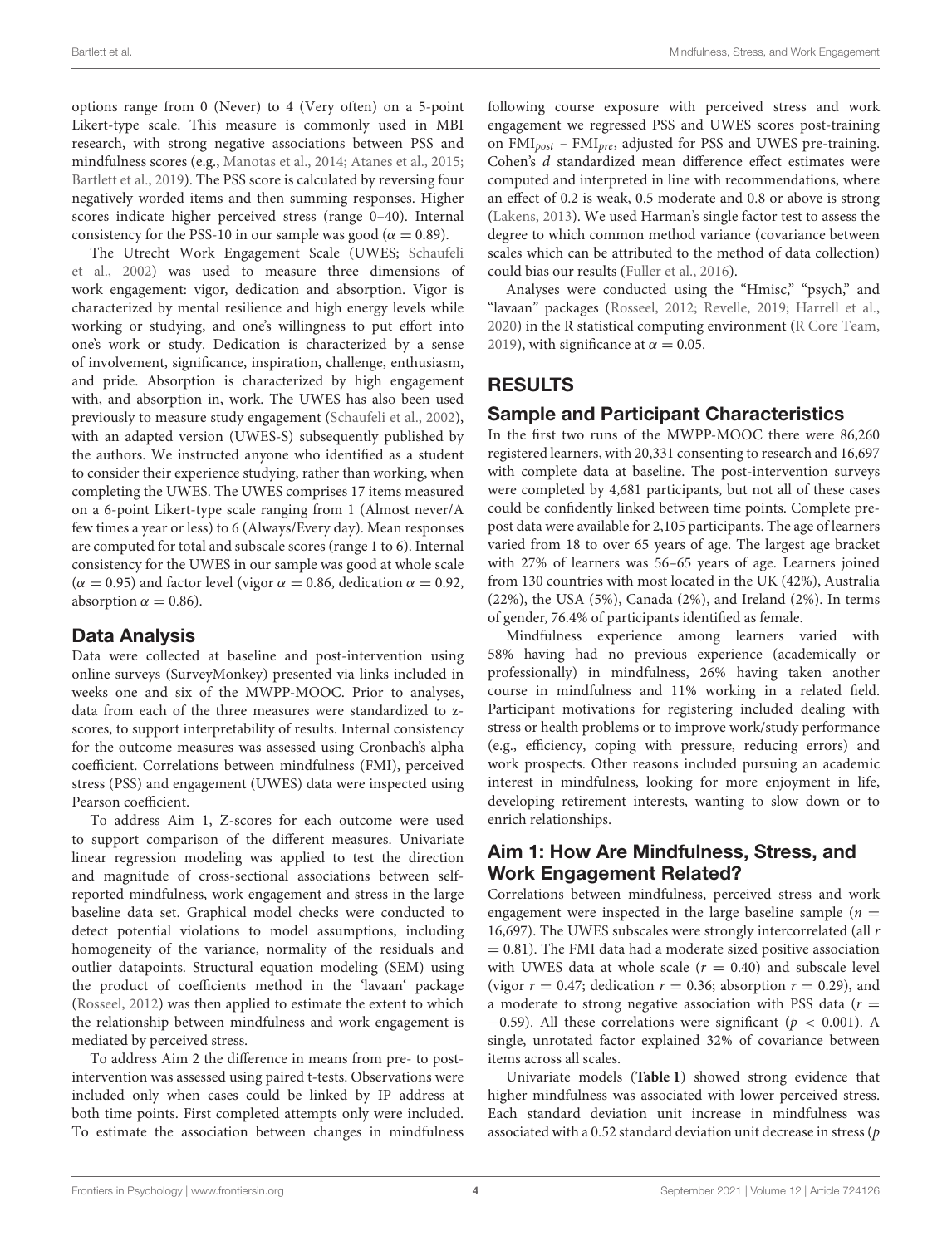options range from 0 (Never) to 4 (Very often) on a 5-point Likert-type scale. This measure is commonly used in MBI research, with strong negative associations between PSS and mindfulness scores (e.g., Manotas et al., 2014; Atanes et al., 2015; Bartlett et al., 2019). The PSS score is calculated by reversing four negatively worded items and then summing responses. Higher scores indicate higher perceived stress (range 0–40). Internal consistency for the PSS-10 in our sample was good ($\alpha = 0.89$).

The Utrecht Work Engagement Scale (UWES; Schaufeli et al., 2002) was used to measure three dimensions of work engagement: vigor, dedication and absorption. Vigor is characterized by mental resilience and high energy levels while working or studying, and one's willingness to put effort into one's work or study. Dedication is characterized by a sense of involvement, significance, inspiration, challenge, enthusiasm, and pride. Absorption is characterized by high engagement with, and absorption in, work. The UWES has also been used previously to measure study engagement (Schaufeli et al., 2002), with an adapted version (UWES-S) subsequently published by the authors. We instructed anyone who identified as a student to consider their experience studying, rather than working, when completing the UWES. The UWES comprises 17 items measured on a 6-point Likert-type scale ranging from 1 (Almost never/A few times a year or less) to 6 (Always/Every day). Mean responses are computed for total and subscale scores (range 1 to 6). Internal consistency for the UWES in our sample was good at whole scale ($\alpha = 0.95$) and factor level (vigor $\alpha = 0.86$, dedication $\alpha = 0.92$, absorption $\alpha = 0.86$).

## Data Analysis

Data were collected at baseline and post-intervention using online surveys (SurveyMonkey) presented via links included in weeks one and six of the MWPP-MOOC. Prior to analyses, data from each of the three measures were standardized to z-scores, to support interpretability of results. Internal consistency for the outcome measures was assessed using Cronbach's alpha coefficient. Correlations between mindfulness (FMI), perceived stress (PSS) and engagement (UWES) data were inspected using Pearson coefficient.

To address Aim 1, Z-scores for each outcome were used to support comparison of the different measures. Univariate linear regression modeling was applied to test the direction and magnitude of cross-sectional associations between self-reported mindfulness, work engagement and stress in the large baseline data set. Graphical model checks were conducted to detect potential violations to model assumptions, including homogeneity of the variance, normality of the residuals and outlier datapoints. Structural equation modeling (SEM) using the product of coefficients method in the 'lavaan' package (Rosseel, 2012) was then applied to estimate the extent to which the relationship between mindfulness and work engagement is mediated by perceived stress.

To address Aim 2 the difference in means from pre- to post-intervention was assessed using paired t-tests. Observations were included only when cases could be linked by IP address at both time points. First completed attempts only were included. To estimate the association between changes in mindfulness following course exposure with perceived stress and work engagement we regressed PSS and UWES scores post-training on $FMI_{post} - FMI_{pre}$, adjusted for PSS and UWES pre-training. Cohen's *d* standardized mean difference effect estimates were computed and interpreted in line with recommendations, where an effect of 0.2 is weak, 0.5 moderate and 0.8 or above is strong (Lakens, 2013). We used Harman's single factor test to assess the degree to which common method variance (covariance between scales which can be attributed to the method of data collection) could bias our results (Fuller et al., 2016).

Analyses were conducted using the "Hmisc," "psych," and "lavaan" packages (Rosseel, 2012; Revelle, 2019; Harrell et al., 2020) in the R statistical computing environment (R Core Team, 2019), with significance at $\alpha = 0.05$.

# RESULTS

## Sample and Participant Characteristics

In the first two runs of the MWPP-MOOC there were 86,260 registered learners, with 20,331 consenting to research and 16,697 with complete data at baseline. The post-intervention surveys were completed by 4,681 participants, but not all of these cases could be confidently linked between time points. Complete pre-post data were available for 2,105 participants. The age of learners varied from 18 to over 65 years of age. The largest age bracket with 27% of learners was 56–65 years of age. Learners joined from 130 countries with most located in the UK (42%), Australia (22%), the USA (5%), Canada (2%), and Ireland (2%). In terms of gender, 76.4% of participants identified as female.

Mindfulness experience among learners varied with 58% having had no previous experience (academically or professionally) in mindfulness, 26% having taken another course in mindfulness and 11% working in a related field. Participant motivations for registering included dealing with stress or health problems or to improve work/study performance (e.g., efficiency, coping with pressure, reducing errors) and work prospects. Other reasons included pursuing an academic interest in mindfulness, looking for more enjoyment in life, developing retirement interests, wanting to slow down or to enrich relationships.

## Aim 1: How Are Mindfulness, Stress, and Work Engagement Related?

Correlations between mindfulness, perceived stress and work engagement were inspected in the large baseline sample ($n = 16,697$). The UWES subscales were strongly intercorrelated (all $r = 0.81$). The FMI data had a moderate sized positive association with UWES data at whole scale ($r = 0.40$) and subscale level (vigor $r = 0.47$; dedication $r = 0.36$; absorption $r = 0.29$), and a moderate to strong negative association with PSS data ($r = -0.59$). All these correlations were significant ($p < 0.001$). A single, unrotated factor explained 32% of covariance between items across all scales.

Univariate models (**Table 1**) showed strong evidence that higher mindfulness was associated with lower perceived stress. Each standard deviation unit increase in mindfulness was associated with a 0.52 standard deviation unit decrease in stress (*p*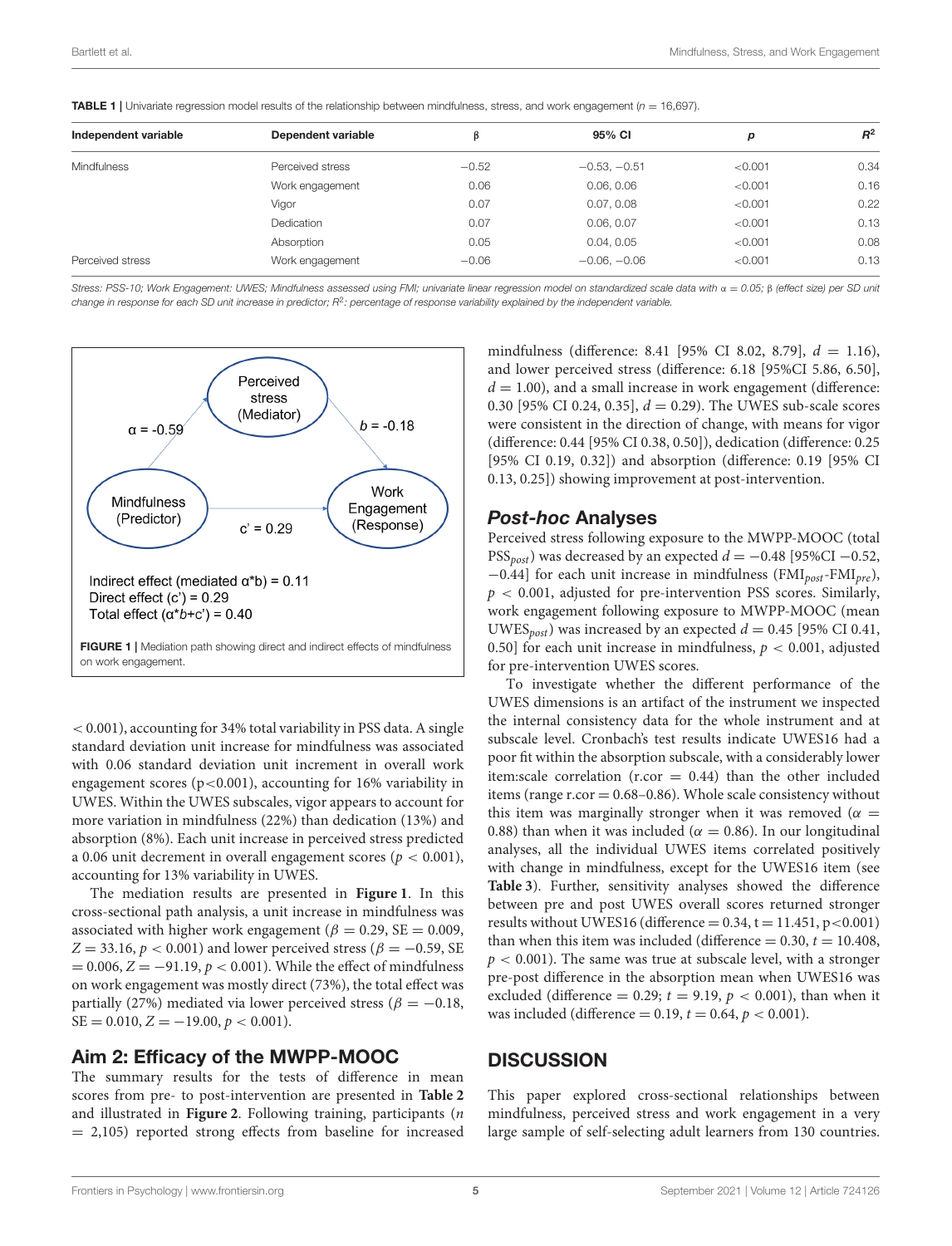**TABLE 1 |** Univariate regression model results of the relationship between mindfulness, stress, and work engagement ($n = 16,697$).

| Independent variable | Dependent variable | β | 95% CI | p | $R^2$ |
|---|---|---|---|---|---|
| Mindfulness | Perceived stress | −0.52 | −0.53, −0.51 | <0.001 | 0.34 |
| | Work engagement | 0.06 | 0.06, 0.06 | <0.001 | 0.16 |
| | Vigor | 0.07 | 0.07, 0.08 | <0.001 | 0.22 |
| | Dedication | 0.07 | 0.06, 0.07 | <0.001 | 0.13 |
| | Absorption | 0.05 | 0.04, 0.05 | <0.001 | 0.08 |
| Perceived stress | Work engagement | −0.06 | −0.06, −0.06 | <0.001 | 0.13 |

*Stress: PSS-10; Work Engagement: UWES; Mindfulness assessed using FMI; univariate linear regression model on standardized scale data with α = 0.05; β (effect size) per SD unit change in response for each SD unit increase in predictor; $R^2$: percentage of response variability explained by the independent variable.*

Perceived stress (Mediator)

Mindfulness (Predictor)

Work Engagement (Response)

α = -0.59

b = -0.18

c' = 0.29

Indirect effect (mediated α\*b) = 0.11
Direct effect (c') = 0.29
Total effect (α\*b+c') = 0.40

**FIGURE 1 |** Mediation path showing direct and indirect effects of mindfulness on work engagement.

$< 0.001$), accounting for 34% total variability in PSS data. A single standard deviation unit increase for mindfulness was associated with 0.06 standard deviation unit increment in overall work engagement scores ($p<0.001$), accounting for 16% variability in UWES. Within the UWES subscales, vigor appears to account for more variation in mindfulness (22%) than dedication (13%) and absorption (8%). Each unit increase in perceived stress predicted a 0.06 unit decrement in overall engagement scores ($p < 0.001$), accounting for 13% variability in UWES.

The mediation results are presented in **Figure 1**. In this cross-sectional path analysis, a unit increase in mindfulness was associated with higher work engagement ($\beta = 0.29$, SE $= 0.009$, $Z = 33.16$, $p < 0.001$) and lower perceived stress ($\beta = -0.59$, SE $= 0.006$, $Z = -91.19$, $p < 0.001$). While the effect of mindfulness on work engagement was mostly direct (73%), the total effect was partially (27%) mediated via lower perceived stress ($\beta = -0.18$, SE $= 0.010$, $Z = -19.00$, $p < 0.001$).

## Aim 2: Efficacy of the MWPP-MOOC

The summary results for the tests of difference in mean scores from pre- to post-intervention are presented in **Table 2** and illustrated in **Figure 2**. Following training, participants ($n = 2,105$) reported strong effects from baseline for increased mindfulness (difference: 8.41 [95% CI 8.02, 8.79], $d = 1.16$), and lower perceived stress (difference: 6.18 [95%CI 5.86, 6.50], $d = 1.00$), and a small increase in work engagement (difference: 0.30 [95% CI 0.24, 0.35], $d = 0.29$). The UWES sub-scale scores were consistent in the direction of change, with means for vigor (difference: 0.44 [95% CI 0.38, 0.50]), dedication (difference: 0.25 [95% CI 0.19, 0.32]) and absorption (difference: 0.19 [95% CI 0.13, 0.25]) showing improvement at post-intervention.

## *Post-hoc* Analyses

Perceived stress following exposure to the MWPP-MOOC (total $PSS_{post}$) was decreased by an expected $d = -0.48$ [95%CI −0.52, −0.44] for each unit increase in mindfulness ($FMI_{post}$-$FMI_{pre}$), $p < 0.001$, adjusted for pre-intervention PSS scores. Similarly, work engagement following exposure to MWPP-MOOC (mean $UWES_{post}$) was increased by an expected $d = 0.45$ [95% CI 0.41, 0.50] for each unit increase in mindfulness, $p < 0.001$, adjusted for pre-intervention UWES scores.

To investigate whether the different performance of the UWES dimensions is an artifact of the instrument we inspected the internal consistency data for the whole instrument and at subscale level. Cronbach's test results indicate UWES16 had a poor fit within the absorption subscale, with a considerably lower item:scale correlation (r.cor = 0.44) than the other included items (range r.cor = 0.68–0.86). Whole scale consistency without this item was marginally stronger when it was removed ($\alpha = 0.88$) than when it was included ($\alpha = 0.86$). In our longitudinal analyses, all the individual UWES items correlated positively with change in mindfulness, except for the UWES16 item (see **Table 3**). Further, sensitivity analyses showed the difference between pre and post UWES overall scores returned stronger results without UWES16 (difference = 0.34, $t = 11.451$, $p<0.001$) than when this item was included (difference = 0.30, $t = 10.408$, $p < 0.001$). The same was true at subscale level, with a stronger pre-post difference in the absorption mean when UWES16 was excluded (difference = 0.29; $t = 9.19$, $p < 0.001$), than when it was included (difference = 0.19, $t = 0.64$, $p < 0.001$).

# DISCUSSION

This paper explored cross-sectional relationships between mindfulness, perceived stress and work engagement in a very large sample of self-selecting adult learners from 130 countries.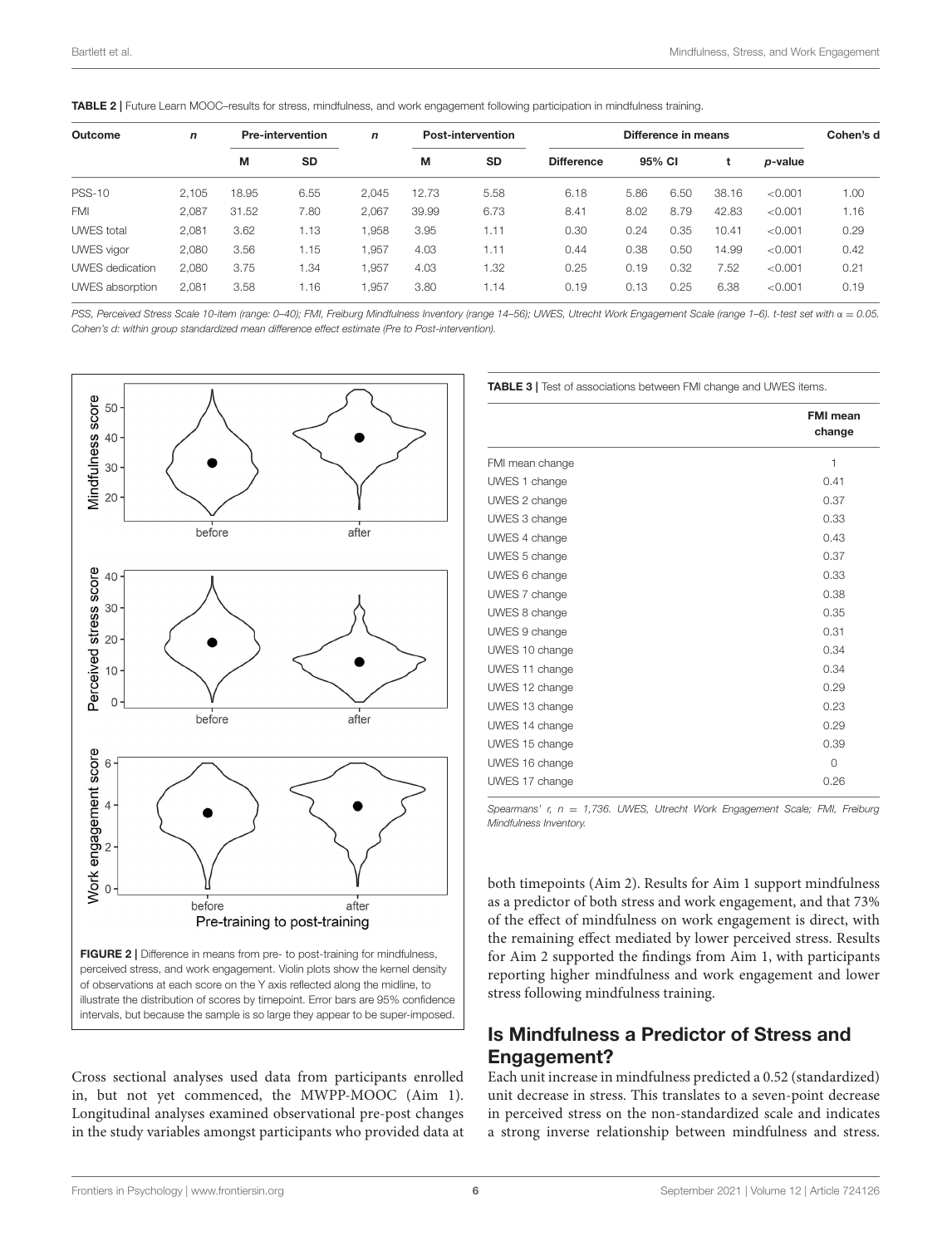**TABLE 2** | Future Learn MOOC–results for stress, mindfulness, and work engagement following participation in mindfulness training.

| Outcome | n | Pre-intervention | | n | Post-intervention | | Difference in means | | | | | Cohen's d |
|---|---|---|---|---|---|---|---|---|---|---|---|---|
| | | M | SD | | M | SD | Difference | 95% CI | | t | p-value | |
| PSS-10 | 2,105 | 18.95 | 6.55 | 2,045 | 12.73 | 5.58 | 6.18 | 5.86 | 6.50 | 38.16 | <0.001 | 1.00 |
| FMI | 2,087 | 31.52 | 7.80 | 2,067 | 39.99 | 6.73 | 8.41 | 8.02 | 8.79 | 42.83 | <0.001 | 1.16 |
| UWES total | 2,081 | 3.62 | 1.13 | 1,958 | 3.95 | 1.11 | 0.30 | 0.24 | 0.35 | 10.41 | <0.001 | 0.29 |
| UWES vigor | 2,080 | 3.56 | 1.15 | 1,957 | 4.03 | 1.11 | 0.44 | 0.38 | 0.50 | 14.99 | <0.001 | 0.42 |
| UWES dedication | 2,080 | 3.75 | 1.34 | 1,957 | 4.03 | 1.32 | 0.25 | 0.19 | 0.32 | 7.52 | <0.001 | 0.21 |
| UWES absorption | 2,081 | 3.58 | 1.16 | 1,957 | 3.80 | 1.14 | 0.19 | 0.13 | 0.25 | 6.38 | <0.001 | 0.19 |

*PSS, Perceived Stress Scale 10-item (range: 0–40); FMI, Freiburg Mindfulness Inventory (range 14–56); UWES, Utrecht Work Engagement Scale (range 1–6). t-test set with α = 0.05. Cohen's d: within group standardized mean difference effect estimate (Pre to Post-intervention).*

**FIGURE 2** | Difference in means from pre- to post-training for mindfulness, perceived stress, and work engagement. Violin plots show the kernel density of observations at each score on the Y axis reflected along the midline, to illustrate the distribution of scores by timepoint. Error bars are 95% confidence intervals, but because the sample is so large they appear to be super-imposed.

**TABLE 3** | Test of associations between FMI change and UWES items.

| | FMI mean change |
|---|---|
| FMI mean change | 1 |
| UWES 1 change | 0.41 |
| UWES 2 change | 0.37 |
| UWES 3 change | 0.33 |
| UWES 4 change | 0.43 |
| UWES 5 change | 0.37 |
| UWES 6 change | 0.33 |
| UWES 7 change | 0.38 |
| UWES 8 change | 0.35 |
| UWES 9 change | 0.31 |
| UWES 10 change | 0.34 |
| UWES 11 change | 0.34 |
| UWES 12 change | 0.29 |
| UWES 13 change | 0.23 |
| UWES 14 change | 0.29 |
| UWES 15 change | 0.39 |
| UWES 16 change | 0 |
| UWES 17 change | 0.26 |

*Spearmans' r, n = 1,736. UWES, Utrecht Work Engagement Scale; FMI, Freiburg Mindfulness Inventory.*

Cross sectional analyses used data from participants enrolled in, but not yet commenced, the MWPP-MOOC (Aim 1). Longitudinal analyses examined observational pre-post changes in the study variables amongst participants who provided data at both timepoints (Aim 2). Results for Aim 1 support mindfulness as a predictor of both stress and work engagement, and that 73% of the effect of mindfulness on work engagement is direct, with the remaining effect mediated by lower perceived stress. Results for Aim 2 supported the findings from Aim 1, with participants reporting higher mindfulness and work engagement and lower stress following mindfulness training.

## Is Mindfulness a Predictor of Stress and Engagement?

Each unit increase in mindfulness predicted a 0.52 (standardized) unit decrease in stress. This translates to a seven-point decrease in perceived stress on the non-standardized scale and indicates a strong inverse relationship between mindfulness and stress.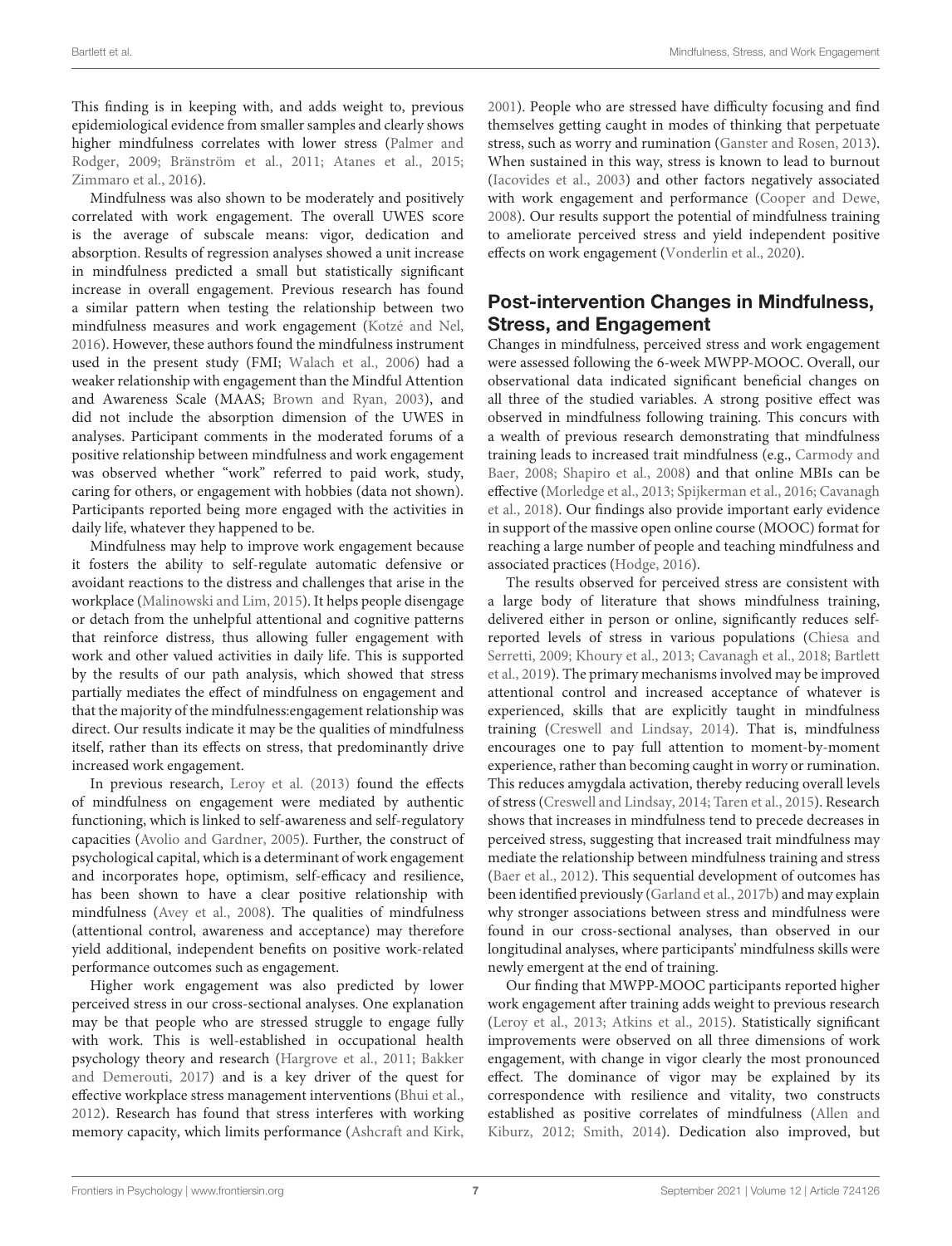This finding is in keeping with, and adds weight to, previous epidemiological evidence from smaller samples and clearly shows higher mindfulness correlates with lower stress (Palmer and Rodger, 2009; Bränström et al., 2011; Atanes et al., 2015; Zimmaro et al., 2016).

Mindfulness was also shown to be moderately and positively correlated with work engagement. The overall UWES score is the average of subscale means: vigor, dedication and absorption. Results of regression analyses showed a unit increase in mindfulness predicted a small but statistically significant increase in overall engagement. Previous research has found a similar pattern when testing the relationship between two mindfulness measures and work engagement (Kotzé and Nel, 2016). However, these authors found the mindfulness instrument used in the present study (FMI; Walach et al., 2006) had a weaker relationship with engagement than the Mindful Attention and Awareness Scale (MAAS; Brown and Ryan, 2003), and did not include the absorption dimension of the UWES in analyses. Participant comments in the moderated forums of a positive relationship between mindfulness and work engagement was observed whether "work" referred to paid work, study, caring for others, or engagement with hobbies (data not shown). Participants reported being more engaged with the activities in daily life, whatever they happened to be.

Mindfulness may help to improve work engagement because it fosters the ability to self-regulate automatic defensive or avoidant reactions to the distress and challenges that arise in the workplace (Malinowski and Lim, 2015). It helps people disengage or detach from the unhelpful attentional and cognitive patterns that reinforce distress, thus allowing fuller engagement with work and other valued activities in daily life. This is supported by the results of our path analysis, which showed that stress partially mediates the effect of mindfulness on engagement and that the majority of the mindfulness:engagement relationship was direct. Our results indicate it may be the qualities of mindfulness itself, rather than its effects on stress, that predominantly drive increased work engagement.

In previous research, Leroy et al. (2013) found the effects of mindfulness on engagement were mediated by authentic functioning, which is linked to self-awareness and self-regulatory capacities (Avolio and Gardner, 2005). Further, the construct of psychological capital, which is a determinant of work engagement and incorporates hope, optimism, self-efficacy and resilience, has been shown to have a clear positive relationship with mindfulness (Avey et al., 2008). The qualities of mindfulness (attentional control, awareness and acceptance) may therefore yield additional, independent benefits on positive work-related performance outcomes such as engagement.

Higher work engagement was also predicted by lower perceived stress in our cross-sectional analyses. One explanation may be that people who are stressed struggle to engage fully with work. This is well-established in occupational health psychology theory and research (Hargrove et al., 2011; Bakker and Demerouti, 2017) and is a key driver of the quest for effective workplace stress management interventions (Bhui et al., 2012). Research has found that stress interferes with working memory capacity, which limits performance (Ashcraft and Kirk, 2001). People who are stressed have difficulty focusing and find themselves getting caught in modes of thinking that perpetuate stress, such as worry and rumination (Ganster and Rosen, 2013). When sustained in this way, stress is known to lead to burnout (Iacovides et al., 2003) and other factors negatively associated with work engagement and performance (Cooper and Dewe, 2008). Our results support the potential of mindfulness training to ameliorate perceived stress and yield independent positive effects on work engagement (Vonderlin et al., 2020).

## Post-intervention Changes in Mindfulness, Stress, and Engagement

Changes in mindfulness, perceived stress and work engagement were assessed following the 6-week MWPP-MOOC. Overall, our observational data indicated significant beneficial changes on all three of the studied variables. A strong positive effect was observed in mindfulness following training. This concurs with a wealth of previous research demonstrating that mindfulness training leads to increased trait mindfulness (e.g., Carmody and Baer, 2008; Shapiro et al., 2008) and that online MBIs can be effective (Morledge et al., 2013; Spijkerman et al., 2016; Cavanagh et al., 2018). Our findings also provide important early evidence in support of the massive open online course (MOOC) format for reaching a large number of people and teaching mindfulness and associated practices (Hodge, 2016).

The results observed for perceived stress are consistent with a large body of literature that shows mindfulness training, delivered either in person or online, significantly reduces self-reported levels of stress in various populations (Chiesa and Serretti, 2009; Khoury et al., 2013; Cavanagh et al., 2018; Bartlett et al., 2019). The primary mechanisms involved may be improved attentional control and increased acceptance of whatever is experienced, skills that are explicitly taught in mindfulness training (Creswell and Lindsay, 2014). That is, mindfulness encourages one to pay full attention to moment-by-moment experience, rather than becoming caught in worry or rumination. This reduces amygdala activation, thereby reducing overall levels of stress (Creswell and Lindsay, 2014; Taren et al., 2015). Research shows that increases in mindfulness tend to precede decreases in perceived stress, suggesting that increased trait mindfulness may mediate the relationship between mindfulness training and stress (Baer et al., 2012). This sequential development of outcomes has been identified previously (Garland et al., 2017b) and may explain why stronger associations between stress and mindfulness were found in our cross-sectional analyses, than observed in our longitudinal analyses, where participants' mindfulness skills were newly emergent at the end of training.

Our finding that MWPP-MOOC participants reported higher work engagement after training adds weight to previous research (Leroy et al., 2013; Atkins et al., 2015). Statistically significant improvements were observed on all three dimensions of work engagement, with change in vigor clearly the most pronounced effect. The dominance of vigor may be explained by its correspondence with resilience and vitality, two constructs established as positive correlates of mindfulness (Allen and Kiburz, 2012; Smith, 2014). Dedication also improved, but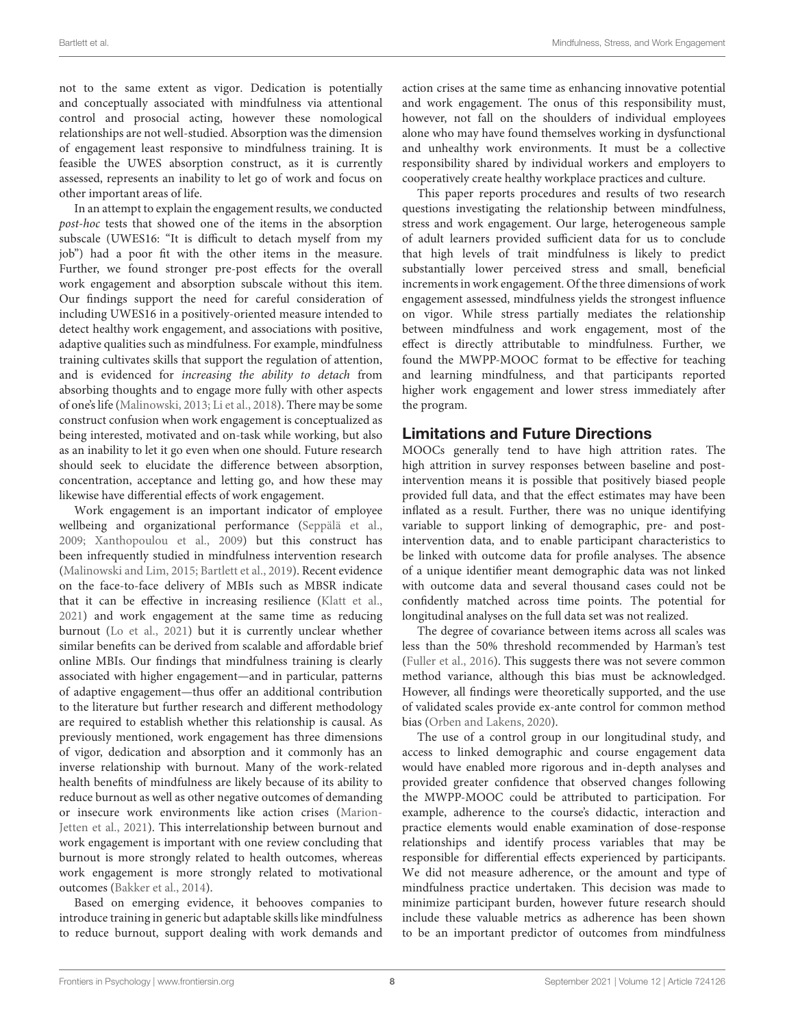not to the same extent as vigor. Dedication is potentially and conceptually associated with mindfulness via attentional control and prosocial acting, however these nomological relationships are not well-studied. Absorption was the dimension of engagement least responsive to mindfulness training. It is feasible the UWES absorption construct, as it is currently assessed, represents an inability to let go of work and focus on other important areas of life.

In an attempt to explain the engagement results, we conducted *post-hoc* tests that showed one of the items in the absorption subscale (UWES16: "It is difficult to detach myself from my job") had a poor fit with the other items in the measure. Further, we found stronger pre-post effects for the overall work engagement and absorption subscale without this item. Our findings support the need for careful consideration of including UWES16 in a positively-oriented measure intended to detect healthy work engagement, and associations with positive, adaptive qualities such as mindfulness. For example, mindfulness training cultivates skills that support the regulation of attention, and is evidenced for *increasing the ability to detach* from absorbing thoughts and to engage more fully with other aspects of one's life (Malinowski, 2013; Li et al., 2018). There may be some construct confusion when work engagement is conceptualized as being interested, motivated and on-task while working, but also as an inability to let it go even when one should. Future research should seek to elucidate the difference between absorption, concentration, acceptance and letting go, and how these may likewise have differential effects of work engagement.

Work engagement is an important indicator of employee wellbeing and organizational performance (Seppälä et al., 2009; Xanthopoulou et al., 2009) but this construct has been infrequently studied in mindfulness intervention research (Malinowski and Lim, 2015; Bartlett et al., 2019). Recent evidence on the face-to-face delivery of MBIs such as MBSR indicate that it can be effective in increasing resilience (Klatt et al., 2021) and work engagement at the same time as reducing burnout (Lo et al., 2021) but it is currently unclear whether similar benefits can be derived from scalable and affordable brief online MBIs. Our findings that mindfulness training is clearly associated with higher engagement—and in particular, patterns of adaptive engagement—thus offer an additional contribution to the literature but further research and different methodology are required to establish whether this relationship is causal. As previously mentioned, work engagement has three dimensions of vigor, dedication and absorption and it commonly has an inverse relationship with burnout. Many of the work-related health benefits of mindfulness are likely because of its ability to reduce burnout as well as other negative outcomes of demanding or insecure work environments like action crises (Marion-Jetten et al., 2021). This interrelationship between burnout and work engagement is important with one review concluding that burnout is more strongly related to health outcomes, whereas work engagement is more strongly related to motivational outcomes (Bakker et al., 2014).

Based on emerging evidence, it behooves companies to introduce training in generic but adaptable skills like mindfulness to reduce burnout, support dealing with work demands and action crises at the same time as enhancing innovative potential and work engagement. The onus of this responsibility must, however, not fall on the shoulders of individual employees alone who may have found themselves working in dysfunctional and unhealthy work environments. It must be a collective responsibility shared by individual workers and employers to cooperatively create healthy workplace practices and culture.

This paper reports procedures and results of two research questions investigating the relationship between mindfulness, stress and work engagement. Our large, heterogeneous sample of adult learners provided sufficient data for us to conclude that high levels of trait mindfulness is likely to predict substantially lower perceived stress and small, beneficial increments in work engagement. Of the three dimensions of work engagement assessed, mindfulness yields the strongest influence on vigor. While stress partially mediates the relationship between mindfulness and work engagement, most of the effect is directly attributable to mindfulness. Further, we found the MWPP-MOOC format to be effective for teaching and learning mindfulness, and that participants reported higher work engagement and lower stress immediately after the program.

## Limitations and Future Directions

MOOCs generally tend to have high attrition rates. The high attrition in survey responses between baseline and post-intervention means it is possible that positively biased people provided full data, and that the effect estimates may have been inflated as a result. Further, there was no unique identifying variable to support linking of demographic, pre- and post-intervention data, and to enable participant characteristics to be linked with outcome data for profile analyses. The absence of a unique identifier meant demographic data was not linked with outcome data and several thousand cases could not be confidently matched across time points. The potential for longitudinal analyses on the full data set was not realized.

The degree of covariance between items across all scales was less than the 50% threshold recommended by Harman's test (Fuller et al., 2016). This suggests there was not severe common method variance, although this bias must be acknowledged. However, all findings were theoretically supported, and the use of validated scales provide ex-ante control for common method bias (Orben and Lakens, 2020).

The use of a control group in our longitudinal study, and access to linked demographic and course engagement data would have enabled more rigorous and in-depth analyses and provided greater confidence that observed changes following the MWPP-MOOC could be attributed to participation. For example, adherence to the course's didactic, interaction and practice elements would enable examination of dose-response relationships and identify process variables that may be responsible for differential effects experienced by participants. We did not measure adherence, or the amount and type of mindfulness practice undertaken. This decision was made to minimize participant burden, however future research should include these valuable metrics as adherence has been shown to be an important predictor of outcomes from mindfulness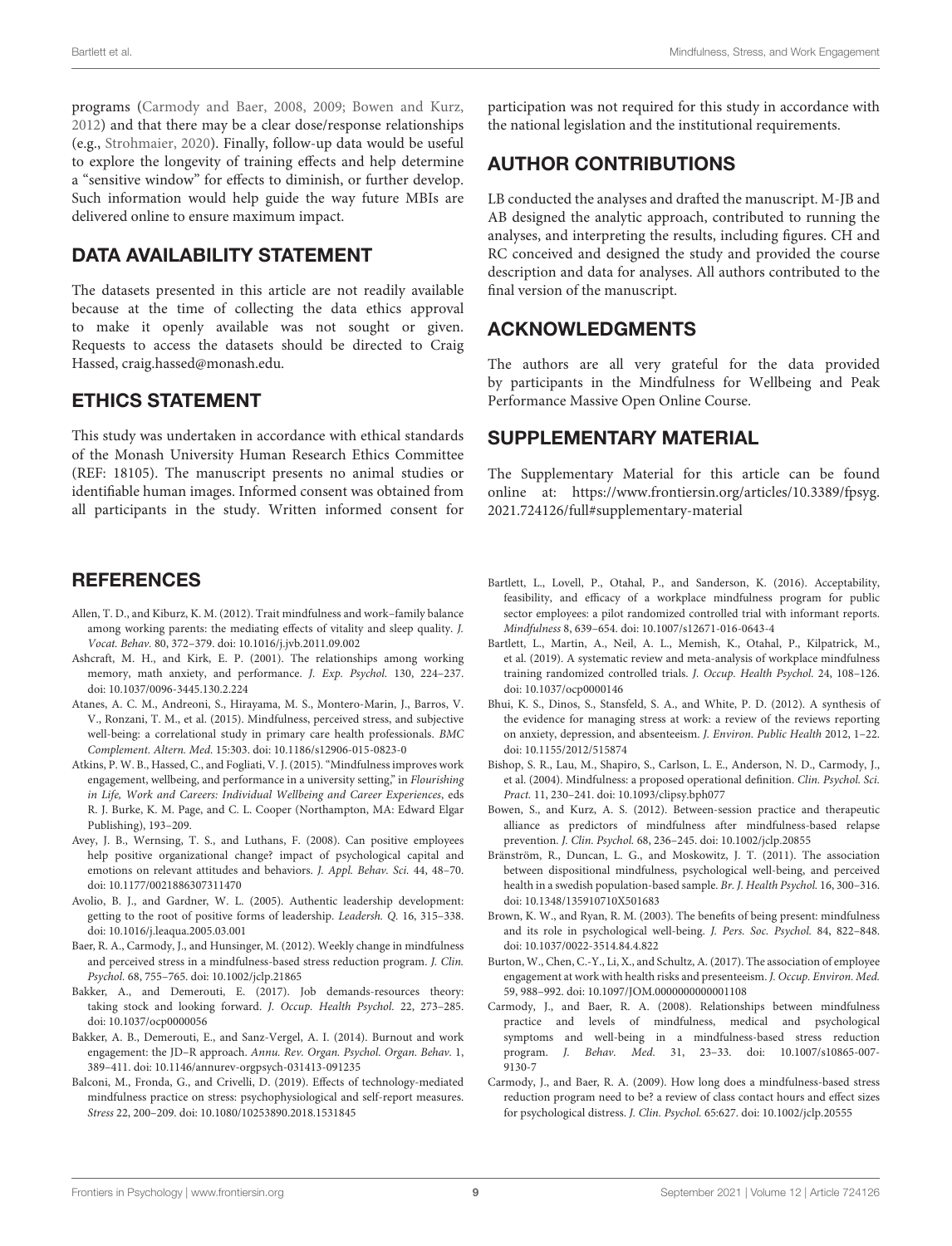programs (Carmody and Baer, 2008, 2009; Bowen and Kurz, 2012) and that there may be a clear dose/response relationships (e.g., Strohmaier, 2020). Finally, follow-up data would be useful to explore the longevity of training effects and help determine a "sensitive window" for effects to diminish, or further develop. Such information would help guide the way future MBIs are delivered online to ensure maximum impact.

## DATA AVAILABILITY STATEMENT

The datasets presented in this article are not readily available because at the time of collecting the data ethics approval to make it openly available was not sought or given. Requests to access the datasets should be directed to Craig Hassed, craig.hassed@monash.edu.

## ETHICS STATEMENT

This study was undertaken in accordance with ethical standards of the Monash University Human Research Ethics Committee (REF: 18105). The manuscript presents no animal studies or identifiable human images. Informed consent was obtained from all participants in the study. Written informed consent for participation was not required for this study in accordance with the national legislation and the institutional requirements.

## AUTHOR CONTRIBUTIONS

LB conducted the analyses and drafted the manuscript. M-JB and AB designed the analytic approach, contributed to running the analyses, and interpreting the results, including figures. CH and RC conceived and designed the study and provided the course description and data for analyses. All authors contributed to the final version of the manuscript.

## ACKNOWLEDGMENTS

The authors are all very grateful for the data provided by participants in the Mindfulness for Wellbeing and Peak Performance Massive Open Online Course.

## SUPPLEMENTARY MATERIAL

The Supplementary Material for this article can be found online at: https://www.frontiersin.org/articles/10.3389/fpsyg.2021.724126/full#supplementary-material

## REFERENCES

Allen, T. D., and Kiburz, K. M. (2012). Trait mindfulness and work–family balance among working parents: the mediating effects of vitality and sleep quality. *J. Vocat. Behav.* 80, 372–379. doi: 10.1016/j.jvb.2011.09.002

Ashcraft, M. H., and Kirk, E. P. (2001). The relationships among working memory, math anxiety, and performance. *J. Exp. Psychol.* 130, 224–237. doi: 10.1037/0096-3445.130.2.224

Atanes, A. C. M., Andreoni, S., Hirayama, M. S., Montero-Marin, J., Barros, V. V., Ronzani, T. M., et al. (2015). Mindfulness, perceived stress, and subjective well-being: a correlational study in primary care health professionals. *BMC Complement. Altern. Med.* 15:303. doi: 10.1186/s12906-015-0823-0

Atkins, P. W. B., Hassed, C., and Fogliati, V. J. (2015). "Mindfulness improves work engagement, wellbeing, and performance in a university setting," in *Flourishing in Life, Work and Careers: Individual Wellbeing and Career Experiences*, eds R. J. Burke, K. M. Page, and C. L. Cooper (Northampton, MA: Edward Elgar Publishing), 193–209.

Avey, J. B., Wernsing, T. S., and Luthans, F. (2008). Can positive employees help positive organizational change? impact of psychological capital and emotions on relevant attitudes and behaviors. *J. Appl. Behav. Sci.* 44, 48–70. doi: 10.1177/0021886307311470

Avolio, B. J., and Gardner, W. L. (2005). Authentic leadership development: getting to the root of positive forms of leadership. *Leadersh. Q.* 16, 315–338. doi: 10.1016/j.leaqua.2005.03.001

Baer, R. A., Carmody, J., and Hunsinger, M. (2012). Weekly change in mindfulness and perceived stress in a mindfulness-based stress reduction program. *J. Clin. Psychol.* 68, 755–765. doi: 10.1002/jclp.21865

Bakker, A., and Demerouti, E. (2017). Job demands-resources theory: taking stock and looking forward. *J. Occup. Health Psychol.* 22, 273–285. doi: 10.1037/ocp0000056

Bakker, A. B., Demerouti, E., and Sanz-Vergel, A. I. (2014). Burnout and work engagement: the JD–R approach. *Annu. Rev. Organ. Psychol. Organ. Behav.* 1, 389–411. doi: 10.1146/annurev-orgpsych-031413-091235

Balconi, M., Fronda, G., and Crivelli, D. (2019). Effects of technology-mediated mindfulness practice on stress: psychophysiological and self-report measures. *Stress* 22, 200–209. doi: 10.1080/10253890.2018.1531845

Bartlett, L., Lovell, P., Otahal, P., and Sanderson, K. (2016). Acceptability, feasibility, and efficacy of a workplace mindfulness program for public sector employees: a pilot randomized controlled trial with informant reports. *Mindfulness* 8, 639–654. doi: 10.1007/s12671-016-0643-4

Bartlett, L., Martin, A., Neil, A. L., Memish, K., Otahal, P., Kilpatrick, M., et al. (2019). A systematic review and meta-analysis of workplace mindfulness training randomized controlled trials. *J. Occup. Health Psychol.* 24, 108–126. doi: 10.1037/ocp0000146

Bhui, K. S., Dinos, S., Stansfeld, S. A., and White, P. D. (2012). A synthesis of the evidence for managing stress at work: a review of the reviews reporting on anxiety, depression, and absenteeism. *J. Environ. Public Health* 2012, 1–22. doi: 10.1155/2012/515874

Bishop, S. R., Lau, M., Shapiro, S., Carlson, L. E., Anderson, N. D., Carmody, J., et al. (2004). Mindfulness: a proposed operational definition. *Clin. Psychol. Sci. Pract.* 11, 230–241. doi: 10.1093/clipsy.bph077

Bowen, S., and Kurz, A. S. (2012). Between-session practice and therapeutic alliance as predictors of mindfulness after mindfulness-based relapse prevention. *J. Clin. Psychol.* 68, 236–245. doi: 10.1002/jclp.20855

Bränström, R., Duncan, L. G., and Moskowitz, J. T. (2011). The association between dispositional mindfulness, psychological well-being, and perceived health in a swedish population-based sample. *Br. J. Health Psychol.* 16, 300–316. doi: 10.1348/135910710X501683

Brown, K. W., and Ryan, R. M. (2003). The benefits of being present: mindfulness and its role in psychological well-being. *J. Pers. Soc. Psychol.* 84, 822–848. doi: 10.1037/0022-3514.84.4.822

Burton, W., Chen, C.-Y., Li, X., and Schultz, A. (2017). The association of employee engagement at work with health risks and presenteeism. *J. Occup. Environ. Med.* 59, 988–992. doi: 10.1097/JOM.0000000000001108

Carmody, J., and Baer, R. A. (2008). Relationships between mindfulness practice and levels of mindfulness, medical and psychological symptoms and well-being in a mindfulness-based stress reduction program. *J. Behav. Med.* 31, 23–33. doi: 10.1007/s10865-007-9130-7

Carmody, J., and Baer, R. A. (2009). How long does a mindfulness-based stress reduction program need to be? a review of class contact hours and effect sizes for psychological distress. *J. Clin. Psychol.* 65:627. doi: 10.1002/jclp.20555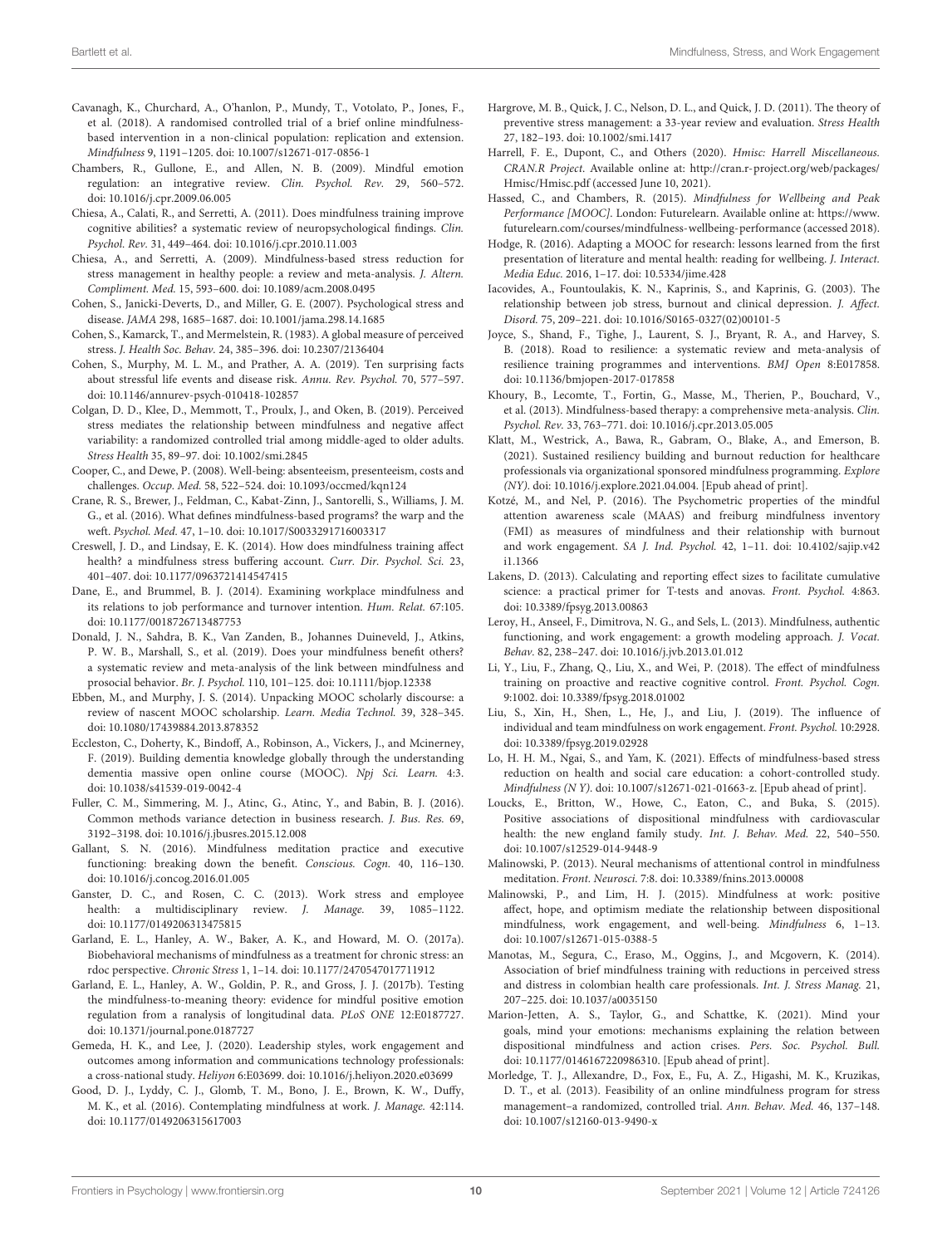Cavanagh, K., Churchard, A., O'hanlon, P., Mundy, T., Votolato, P., Jones, F., et al. (2018). A randomised controlled trial of a brief online mindfulness-based intervention in a non-clinical population: replication and extension. *Mindfulness* 9, 1191–1205. doi: 10.1007/s12671-017-0856-1

Chambers, R., Gullone, E., and Allen, N. B. (2009). Mindful emotion regulation: an integrative review. *Clin. Psychol. Rev.* 29, 560–572. doi: 10.1016/j.cpr.2009.06.005

Chiesa, A., Calati, R., and Serretti, A. (2011). Does mindfulness training improve cognitive abilities? a systematic review of neuropsychological findings. *Clin. Psychol. Rev.* 31, 449–464. doi: 10.1016/j.cpr.2010.11.003

Chiesa, A., and Serretti, A. (2009). Mindfulness-based stress reduction for stress management in healthy people: a review and meta-analysis. *J. Altern. Compliment. Med.* 15, 593–600. doi: 10.1089/acm.2008.0495

Cohen, S., Janicki-Deverts, D., and Miller, G. E. (2007). Psychological stress and disease. *JAMA* 298, 1685–1687. doi: 10.1001/jama.298.14.1685

Cohen, S., Kamarck, T., and Mermelstein, R. (1983). A global measure of perceived stress. *J. Health Soc. Behav.* 24, 385–396. doi: 10.2307/2136404

Cohen, S., Murphy, M. L. M., and Prather, A. A. (2019). Ten surprising facts about stressful life events and disease risk. *Annu. Rev. Psychol.* 70, 577–597. doi: 10.1146/annurev-psych-010418-102857

Colgan, D. D., Klee, D., Memmott, T., Proulx, J., and Oken, B. (2019). Perceived stress mediates the relationship between mindfulness and negative affect variability: a randomized controlled trial among middle-aged to older adults. *Stress Health* 35, 89–97. doi: 10.1002/smi.2845

Cooper, C., and Dewe, P. (2008). Well-being: absenteeism, presenteeism, costs and challenges. *Occup. Med.* 58, 522–524. doi: 10.1093/occmed/kqn124

Crane, R. S., Brewer, J., Feldman, C., Kabat-Zinn, J., Santorelli, S., Williams, J. M. G., et al. (2016). What defines mindfulness-based programs? the warp and the weft. *Psychol. Med.* 47, 1–10. doi: 10.1017/S0033291716003317

Creswell, J. D., and Lindsay, E. K. (2014). How does mindfulness training affect health? a mindfulness stress buffering account. *Curr. Dir. Psychol. Sci.* 23, 401–407. doi: 10.1177/0963721414547415

Dane, E., and Brummel, B. J. (2014). Examining workplace mindfulness and its relations to job performance and turnover intention. *Hum. Relat.* 67:105. doi: 10.1177/0018726713487753

Donald, J. N., Sahdra, B. K., Van Zanden, B., Johannes Duineveld, J., Atkins, P. W. B., Marshall, S., et al. (2019). Does your mindfulness benefit others? a systematic review and meta-analysis of the link between mindfulness and prosocial behavior. *Br. J. Psychol.* 110, 101–125. doi: 10.1111/bjop.12338

Ebben, M., and Murphy, J. S. (2014). Unpacking MOOC scholarly discourse: a review of nascent MOOC scholarship. *Learn. Media Technol.* 39, 328–345. doi: 10.1080/17439884.2013.878352

Eccleston, C., Doherty, K., Bindoff, A., Robinson, A., Vickers, J., and Mcinerney, F. (2019). Building dementia knowledge globally through the understanding dementia massive open online course (MOOC). *Npj Sci. Learn.* 4:3. doi: 10.1038/s41539-019-0042-4

Fuller, C. M., Simmering, M. J., Atinc, G., Atinc, Y., and Babin, B. J. (2016). Common methods variance detection in business research. *J. Bus. Res.* 69, 3192–3198. doi: 10.1016/j.jbusres.2015.12.008

Gallant, S. N. (2016). Mindfulness meditation practice and executive functioning: breaking down the benefit. *Conscious. Cogn.* 40, 116–130. doi: 10.1016/j.concog.2016.01.005

Ganster, D. C., and Rosen, C. C. (2013). Work stress and employee health: a multidisciplinary review. *J. Manage.* 39, 1085–1122. doi: 10.1177/0149206313475815

Garland, E. L., Hanley, A. W., Baker, A. K., and Howard, M. O. (2017a). Biobehavioral mechanisms of mindfulness as a treatment for chronic stress: an rdoc perspective. *Chronic Stress* 1, 1–14. doi: 10.1177/2470547017711912

Garland, E. L., Hanley, A. W., Goldin, P. R., and Gross, J. J. (2017b). Testing the mindfulness-to-meaning theory: evidence for mindful positive emotion regulation from a ranalysis of longitudinal data. *PLoS ONE* 12:E0187727. doi: 10.1371/journal.pone.0187727

Gemeda, H. K., and Lee, J. (2020). Leadership styles, work engagement and outcomes among information and communications technology professionals: a cross-national study. *Heliyon* 6:E03699. doi: 10.1016/j.heliyon.2020.e03699

Good, D. J., Lyddy, C. J., Glomb, T. M., Bono, J. E., Brown, K. W., Duffy, M. K., et al. (2016). Contemplating mindfulness at work. *J. Manage.* 42:114. doi: 10.1177/0149206315617003

Hargrove, M. B., Quick, J. C., Nelson, D. L., and Quick, J. D. (2011). The theory of preventive stress management: a 33-year review and evaluation. *Stress Health* 27, 182–193. doi: 10.1002/smi.1417

Harrell, F. E., Dupont, C., and Others (2020). *Hmisc: Harrell Miscellaneous. CRAN.R Project*. Available online at: http://cran.r-project.org/web/packages/Hmisc/Hmisc.pdf (accessed June 10, 2021).

Hassed, C., and Chambers, R. (2015). *Mindfulness for Wellbeing and Peak Performance [MOOC]*. London: Futurelearn. Available online at: https://www.futurelearn.com/courses/mindfulness-wellbeing-performance (accessed 2018).

Hodge, R. (2016). Adapting a MOOC for research: lessons learned from the first presentation of literature and mental health: reading for wellbeing. *J. Interact. Media Educ.* 2016, 1–17. doi: 10.5334/jime.428

Iacovides, A., Fountoulakis, K. N., Kaprinis, S., and Kaprinis, G. (2003). The relationship between job stress, burnout and clinical depression. *J. Affect. Disord.* 75, 209–221. doi: 10.1016/S0165-0327(02)00101-5

Joyce, S., Shand, F., Tighe, J., Laurent, S. J., Bryant, R. A., and Harvey, S. B. (2018). Road to resilience: a systematic review and meta-analysis of resilience training programmes and interventions. *BMJ Open* 8:E017858. doi: 10.1136/bmjopen-2017-017858

Khoury, B., Lecomte, T., Fortin, G., Masse, M., Therien, P., Bouchard, V., et al. (2013). Mindfulness-based therapy: a comprehensive meta-analysis. *Clin. Psychol. Rev.* 33, 763–771. doi: 10.1016/j.cpr.2013.05.005

Klatt, M., Westrick, A., Bawa, R., Gabram, O., Blake, A., and Emerson, B. (2021). Sustained resiliency building and burnout reduction for healthcare professionals via organizational sponsored mindfulness programming. *Explore (NY)*. doi: 10.1016/j.explore.2021.04.004. [Epub ahead of print].

Kotzé, M., and Nel, P. (2016). The Psychometric properties of the mindful attention awareness scale (MAAS) and freiburg mindfulness inventory (FMI) as measures of mindfulness and their relationship with burnout and work engagement. *SA J. Ind. Psychol.* 42, 1–11. doi: 10.4102/sajip.v42i1.1366

Lakens, D. (2013). Calculating and reporting effect sizes to facilitate cumulative science: a practical primer for T-tests and anovas. *Front. Psychol.* 4:863. doi: 10.3389/fpsyg.2013.00863

Leroy, H., Anseel, F., Dimitrova, N. G., and Sels, L. (2013). Mindfulness, authentic functioning, and work engagement: a growth modeling approach. *J. Vocat. Behav.* 82, 238–247. doi: 10.1016/j.jvb.2013.01.012

Li, Y., Liu, F., Zhang, Q., Liu, X., and Wei, P. (2018). The effect of mindfulness training on proactive and reactive cognitive control. *Front. Psychol. Cogn.* 9:1002. doi: 10.3389/fpsyg.2018.01002

Liu, S., Xin, H., Shen, L., He, J., and Liu, J. (2019). The influence of individual and team mindfulness on work engagement. *Front. Psychol.* 10:2928. doi: 10.3389/fpsyg.2019.02928

Lo, H. H. M., Ngai, S., and Yam, K. (2021). Effects of mindfulness-based stress reduction on health and social care education: a cohort-controlled study. *Mindfulness (N Y)*. doi: 10.1007/s12671-021-01663-z. [Epub ahead of print].

Loucks, E., Britton, W., Howe, C., Eaton, C., and Buka, S. (2015). Positive associations of dispositional mindfulness with cardiovascular health: the new england family study. *Int. J. Behav. Med.* 22, 540–550. doi: 10.1007/s12529-014-9448-9

Malinowski, P. (2013). Neural mechanisms of attentional control in mindfulness meditation. *Front. Neurosci.* 7:8. doi: 10.3389/fnins.2013.00008

Malinowski, P., and Lim, H. J. (2015). Mindfulness at work: positive affect, hope, and optimism mediate the relationship between dispositional mindfulness, work engagement, and well-being. *Mindfulness* 6, 1–13. doi: 10.1007/s12671-015-0388-5

Manotas, M., Segura, C., Eraso, M., Oggins, J., and Mcgovern, K. (2014). Association of brief mindfulness training with reductions in perceived stress and distress in colombian health care professionals. *Int. J. Stress Manag.* 21, 207–225. doi: 10.1037/a0035150

Marion-Jetten, A. S., Taylor, G., and Schattke, K. (2021). Mind your goals, mind your emotions: mechanisms explaining the relation between dispositional mindfulness and action crises. *Pers. Soc. Psychol. Bull.* doi: 10.1177/0146167220986310. [Epub ahead of print].

Morledge, T. J., Allexandre, D., Fox, E., Fu, A. Z., Higashi, M. K., Kruzikas, D. T., et al. (2013). Feasibility of an online mindfulness program for stress management–a randomized, controlled trial. *Ann. Behav. Med.* 46, 137–148. doi: 10.1007/s12160-013-9490-x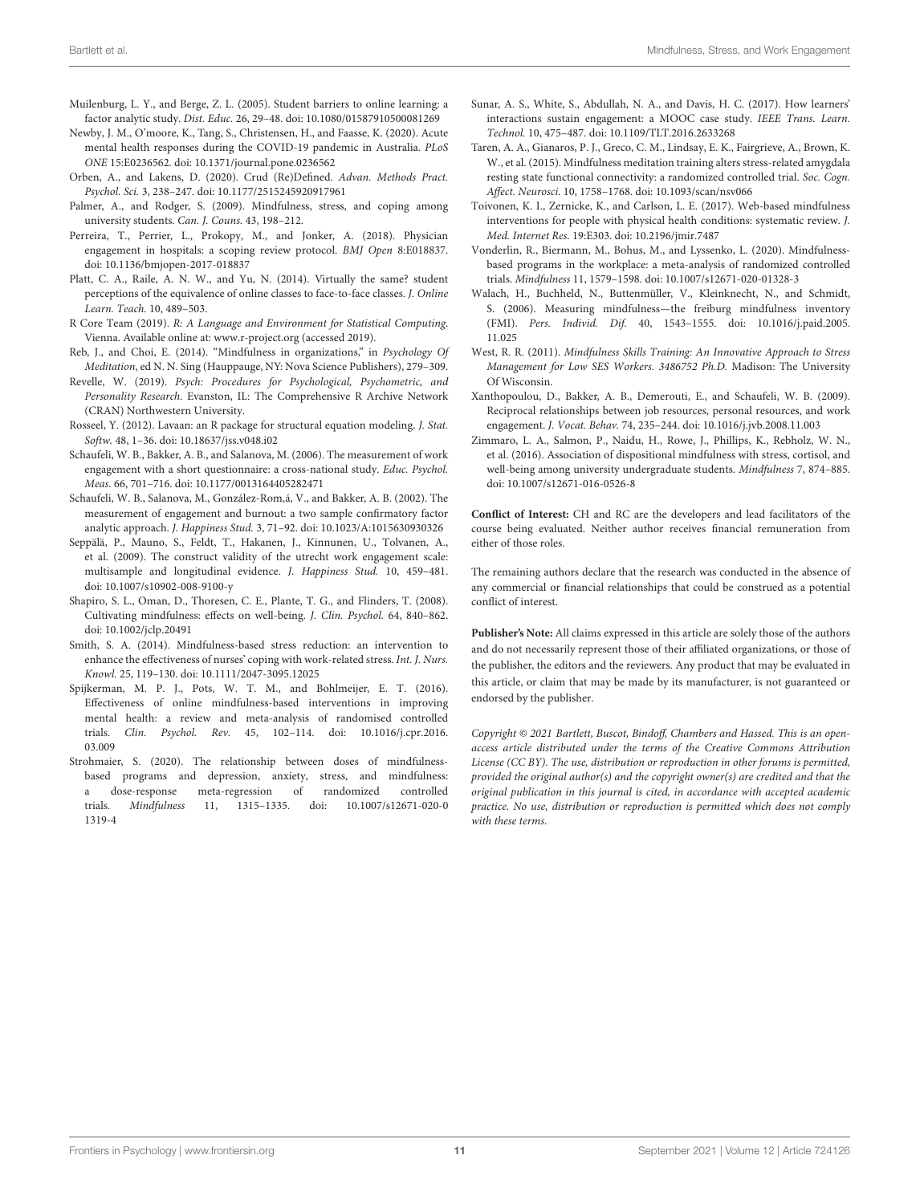Muilenburg, L. Y., and Berge, Z. L. (2005). Student barriers to online learning: a factor analytic study. *Dist. Educ.* 26, 29–48. doi: 10.1080/01587910500081269

Newby, J. M., O'moore, K., Tang, S., Christensen, H., and Faasse, K. (2020). Acute mental health responses during the COVID-19 pandemic in Australia. *PLoS ONE* 15:E0236562. doi: 10.1371/journal.pone.0236562

Orben, A., and Lakens, D. (2020). Crud (Re)Defined. *Advan. Methods Pract. Psychol. Sci.* 3, 238–247. doi: 10.1177/2515245920917961

Palmer, A., and Rodger, S. (2009). Mindfulness, stress, and coping among university students. *Can. J. Couns.* 43, 198–212.

Perreira, T., Perrier, L., Prokopy, M., and Jonker, A. (2018). Physician engagement in hospitals: a scoping review protocol. *BMJ Open* 8:E018837. doi: 10.1136/bmjopen-2017-018837

Platt, C. A., Raile, A. N. W., and Yu, N. (2014). Virtually the same? student perceptions of the equivalence of online classes to face-to-face classes. *J. Online Learn. Teach.* 10, 489–503.

R Core Team (2019). *R: A Language and Environment for Statistical Computing*. Vienna. Available online at: www.r-project.org (accessed 2019).

Reb, J., and Choi, E. (2014). "Mindfulness in organizations," in *Psychology Of Meditation*, ed N. N. Sing (Hauppauge, NY: Nova Science Publishers), 279–309.

Revelle, W. (2019). *Psych: Procedures for Psychological, Psychometric, and Personality Research*. Evanston, IL: The Comprehensive R Archive Network (CRAN) Northwestern University.

Rosseel, Y. (2012). Lavaan: an R package for structural equation modeling. *J. Stat. Softw.* 48, 1–36. doi: 10.18637/jss.v048.i02

Schaufeli, W. B., Bakker, A. B., and Salanova, M. (2006). The measurement of work engagement with a short questionnaire: a cross-national study. *Educ. Psychol. Meas.* 66, 701–716. doi: 10.1177/0013164405282471

Schaufeli, W. B., Salanova, M., González-Rom,á, V., and Bakker, A. B. (2002). The measurement of engagement and burnout: a two sample confirmatory factor analytic approach. *J. Happiness Stud.* 3, 71–92. doi: 10.1023/A:1015630930326

Seppälä, P., Mauno, S., Feldt, T., Hakanen, J., Kinnunen, U., Tolvanen, A., et al. (2009). The construct validity of the utrecht work engagement scale: multisample and longitudinal evidence. *J. Happiness Stud.* 10, 459–481. doi: 10.1007/s10902-008-9100-y

Shapiro, S. L., Oman, D., Thoresen, C. E., Plante, T. G., and Flinders, T. (2008). Cultivating mindfulness: effects on well-being. *J. Clin. Psychol.* 64, 840–862. doi: 10.1002/jclp.20491

Smith, S. A. (2014). Mindfulness-based stress reduction: an intervention to enhance the effectiveness of nurses' coping with work-related stress. *Int. J. Nurs. Knowl.* 25, 119–130. doi: 10.1111/2047-3095.12025

Spijkerman, M. P. J., Pots, W. T. M., and Bohlmeijer, E. T. (2016). Effectiveness of online mindfulness-based interventions in improving mental health: a review and meta-analysis of randomised controlled trials. *Clin. Psychol. Rev.* 45, 102–114. doi: 10.1016/j.cpr.2016.03.009

Strohmaier, S. (2020). The relationship between doses of mindfulness-based programs and depression, anxiety, stress, and mindfulness: a dose-response meta-regression of randomized controlled trials. *Mindfulness* 11, 1315–1335. doi: 10.1007/s12671-020-01319-4

Sunar, A. S., White, S., Abdullah, N. A., and Davis, H. C. (2017). How learners' interactions sustain engagement: a MOOC case study. *IEEE Trans. Learn. Technol.* 10, 475–487. doi: 10.1109/TLT.2016.2633268

Taren, A. A., Gianaros, P. J., Greco, C. M., Lindsay, E. K., Fairgrieve, A., Brown, K. W., et al. (2015). Mindfulness meditation training alters stress-related amygdala resting state functional connectivity: a randomized controlled trial. *Soc. Cogn. Affect. Neurosci.* 10, 1758–1768. doi: 10.1093/scan/nsv066

Toivonen, K. I., Zernicke, K., and Carlson, L. E. (2017). Web-based mindfulness interventions for people with physical health conditions: systematic review. *J. Med. Internet Res.* 19:E303. doi: 10.2196/jmir.7487

Vonderlin, R., Biermann, M., Bohus, M., and Lyssenko, L. (2020). Mindfulness-based programs in the workplace: a meta-analysis of randomized controlled trials. *Mindfulness* 11, 1579–1598. doi: 10.1007/s12671-020-01328-3

Walach, H., Buchheld, N., Buttenmüller, V., Kleinknecht, N., and Schmidt, S. (2006). Measuring mindfulness—the freiburg mindfulness inventory (FMI). *Pers. Individ. Dif.* 40, 1543–1555. doi: 10.1016/j.paid.2005.11.025

West, R. R. (2011). *Mindfulness Skills Training: An Innovative Approach to Stress Management for Low SES Workers. 3486752 Ph.D.* Madison: The University Of Wisconsin.

Xanthopoulou, D., Bakker, A. B., Demerouti, E., and Schaufeli, W. B. (2009). Reciprocal relationships between job resources, personal resources, and work engagement. *J. Vocat. Behav.* 74, 235–244. doi: 10.1016/j.jvb.2008.11.003

Zimmaro, L. A., Salmon, P., Naidu, H., Rowe, J., Phillips, K., Rebholz, W. N., et al. (2016). Association of dispositional mindfulness with stress, cortisol, and well-being among university undergraduate students. *Mindfulness* 7, 874–885. doi: 10.1007/s12671-016-0526-8

**Conflict of Interest:** CH and RC are the developers and lead facilitators of the course being evaluated. Neither author receives financial remuneration from either of those roles.

The remaining authors declare that the research was conducted in the absence of any commercial or financial relationships that could be construed as a potential conflict of interest.

**Publisher's Note:** All claims expressed in this article are solely those of the authors and do not necessarily represent those of their affiliated organizations, or those of the publisher, the editors and the reviewers. Any product that may be evaluated in this article, or claim that may be made by its manufacturer, is not guaranteed or endorsed by the publisher.

*Copyright © 2021 Bartlett, Buscot, Bindoff, Chambers and Hassed. This is an open-access article distributed under the terms of the Creative Commons Attribution License (CC BY). The use, distribution or reproduction in other forums is permitted, provided the original author(s) and the copyright owner(s) are credited and that the original publication in this journal is cited, in accordance with accepted academic practice. No use, distribution or reproduction is permitted which does not comply with these terms.*